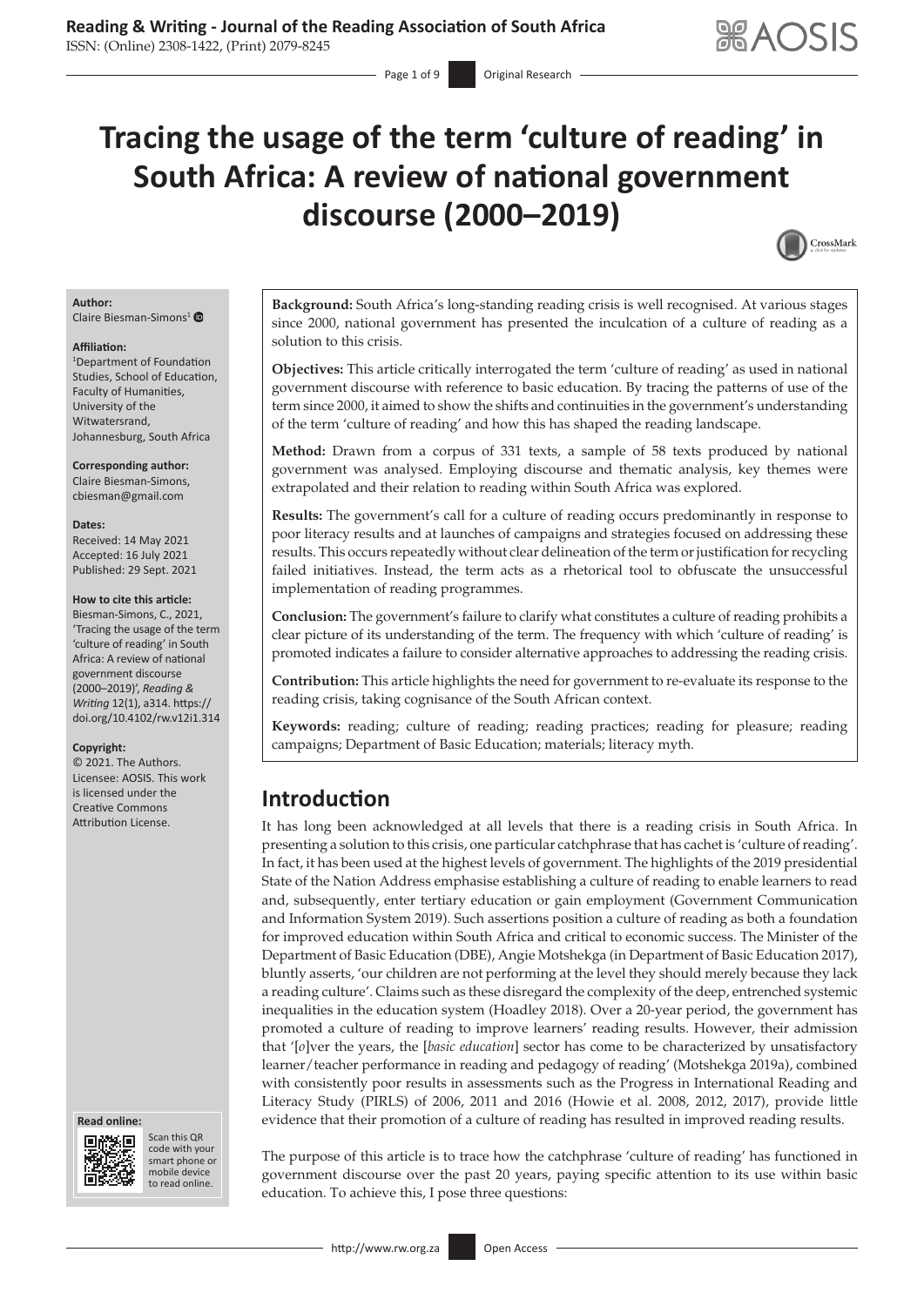# Tracing the usage of the term 'culture of reading' in South Africa: A review of national government discourse (2000–2019)

**Author:**
Claire Biesman-Simons[1]

**Affiliation:**
[1]Department of Foundation Studies, School of Education, Faculty of Humanities, University of the Witwatersrand, Johannesburg, South Africa

**Corresponding author:**
Claire Biesman-Simons,
cbiesman@gmail.com

**Dates:**
Received: 14 May 2021
Accepted: 16 July 2021
Published: 29 Sept. 2021

**How to cite this article:**
Biesman-Simons, C., 2021, 'Tracing the usage of the term 'culture of reading' in South Africa: A review of national government discourse (2000–2019)', *Reading & Writing* 12(1), a314. https://doi.org/10.4102/rw.v12i1.314

**Copyright:**
© 2021. The Authors. Licensee: AOSIS. This work is licensed under the Creative Commons Attribution License.

**Background:** South Africa's long-standing reading crisis is well recognised. At various stages since 2000, national government has presented the inculcation of a culture of reading as a solution to this crisis.

**Objectives:** This article critically interrogated the term 'culture of reading' as used in national government discourse with reference to basic education. By tracing the patterns of use of the term since 2000, it aimed to show the shifts and continuities in the government's understanding of the term 'culture of reading' and how this has shaped the reading landscape.

**Method:** Drawn from a corpus of 331 texts, a sample of 58 texts produced by national government was analysed. Employing discourse and thematic analysis, key themes were extrapolated and their relation to reading within South Africa was explored.

**Results:** The government's call for a culture of reading occurs predominantly in response to poor literacy results and at launches of campaigns and strategies focused on addressing these results. This occurs repeatedly without clear delineation of the term or justification for recycling failed initiatives. Instead, the term acts as a rhetorical tool to obfuscate the unsuccessful implementation of reading programmes.

**Conclusion:** The government's failure to clarify what constitutes a culture of reading prohibits a clear picture of its understanding of the term. The frequency with which 'culture of reading' is promoted indicates a failure to consider alternative approaches to addressing the reading crisis.

**Contribution:** This article highlights the need for government to re-evaluate its response to the reading crisis, taking cognisance of the South African context.

**Keywords:** reading; culture of reading; reading practices; reading for pleasure; reading campaigns; Department of Basic Education; materials; literacy myth.

## Introduction

It has long been acknowledged at all levels that there is a reading crisis in South Africa. In presenting a solution to this crisis, one particular catchphrase that has cachet is 'culture of reading'. In fact, it has been used at the highest levels of government. The highlights of the 2019 presidential State of the Nation Address emphasise establishing a culture of reading to enable learners to read and, subsequently, enter tertiary education or gain employment (Government Communication and Information System 2019). Such assertions position a culture of reading as both a foundation for improved education within South Africa and critical to economic success. The Minister of the Department of Basic Education (DBE), Angie Motshekga (in Department of Basic Education 2017), bluntly asserts, 'our children are not performing at the level they should merely because they lack a reading culture'. Claims such as these disregard the complexity of the deep, entrenched systemic inequalities in the education system (Hoadley 2018). Over a 20-year period, the government has promoted a culture of reading to improve learners' reading results. However, their admission that '[*o*]ver the years, the [*basic education*] sector has come to be characterized by unsatisfactory learner/teacher performance in reading and pedagogy of reading' (Motshekga 2019a), combined with consistently poor results in assessments such as the Progress in International Reading and Literacy Study (PIRLS) of 2006, 2011 and 2016 (Howie et al. 2008, 2012, 2017), provide little evidence that their promotion of a culture of reading has resulted in improved reading results.

The purpose of this article is to trace how the catchphrase 'culture of reading' has functioned in government discourse over the past 20 years, paying specific attention to its use within basic education. To achieve this, I pose three questions: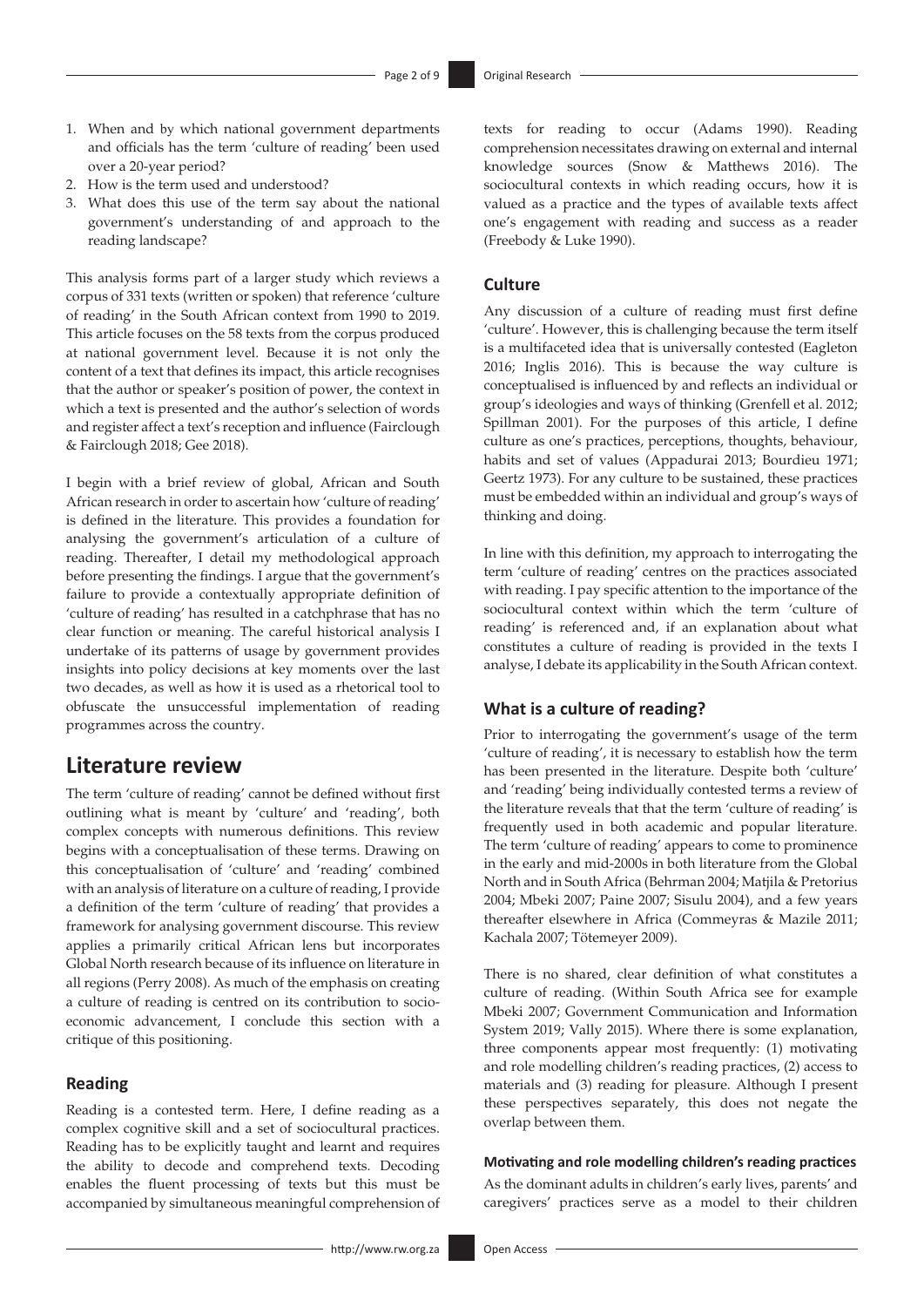1. When and by which national government departments and officials has the term 'culture of reading' been used over a 20-year period?
2. How is the term used and understood?
3. What does this use of the term say about the national government's understanding of and approach to the reading landscape?

This analysis forms part of a larger study which reviews a corpus of 331 texts (written or spoken) that reference 'culture of reading' in the South African context from 1990 to 2019. This article focuses on the 58 texts from the corpus produced at national government level. Because it is not only the content of a text that defines its impact, this article recognises that the author or speaker's position of power, the context in which a text is presented and the author's selection of words and register affect a text's reception and influence (Fairclough & Fairclough 2018; Gee 2018).

I begin with a brief review of global, African and South African research in order to ascertain how 'culture of reading' is defined in the literature. This provides a foundation for analysing the government's articulation of a culture of reading. Thereafter, I detail my methodological approach before presenting the findings. I argue that the government's failure to provide a contextually appropriate definition of 'culture of reading' has resulted in a catchphrase that has no clear function or meaning. The careful historical analysis I undertake of its patterns of usage by government provides insights into policy decisions at key moments over the last two decades, as well as how it is used as a rhetorical tool to obfuscate the unsuccessful implementation of reading programmes across the country.

# Literature review

The term 'culture of reading' cannot be defined without first outlining what is meant by 'culture' and 'reading', both complex concepts with numerous definitions. This review begins with a conceptualisation of these terms. Drawing on this conceptualisation of 'culture' and 'reading' combined with an analysis of literature on a culture of reading, I provide a definition of the term 'culture of reading' that provides a framework for analysing government discourse. This review applies a primarily critical African lens but incorporates Global North research because of its influence on literature in all regions (Perry 2008). As much of the emphasis on creating a culture of reading is centred on its contribution to socio-economic advancement, I conclude this section with a critique of this positioning.

## Reading

Reading is a contested term. Here, I define reading as a complex cognitive skill and a set of sociocultural practices. Reading has to be explicitly taught and learnt and requires the ability to decode and comprehend texts. Decoding enables the fluent processing of texts but this must be accompanied by simultaneous meaningful comprehension of texts for reading to occur (Adams 1990). Reading comprehension necessitates drawing on external and internal knowledge sources (Snow & Matthews 2016). The sociocultural contexts in which reading occurs, how it is valued as a practice and the types of available texts affect one's engagement with reading and success as a reader (Freebody & Luke 1990).

## Culture

Any discussion of a culture of reading must first define 'culture'. However, this is challenging because the term itself is a multifaceted idea that is universally contested (Eagleton 2016; Inglis 2016). This is because the way culture is conceptualised is influenced by and reflects an individual or group's ideologies and ways of thinking (Grenfell et al. 2012; Spillman 2001). For the purposes of this article, I define culture as one's practices, perceptions, thoughts, behaviour, habits and set of values (Appadurai 2013; Bourdieu 1971; Geertz 1973). For any culture to be sustained, these practices must be embedded within an individual and group's ways of thinking and doing.

In line with this definition, my approach to interrogating the term 'culture of reading' centres on the practices associated with reading. I pay specific attention to the importance of the sociocultural context within which the term 'culture of reading' is referenced and, if an explanation about what constitutes a culture of reading is provided in the texts I analyse, I debate its applicability in the South African context.

## What is a culture of reading?

Prior to interrogating the government's usage of the term 'culture of reading', it is necessary to establish how the term has been presented in the literature. Despite both 'culture' and 'reading' being individually contested terms a review of the literature reveals that that the term 'culture of reading' is frequently used in both academic and popular literature. The term 'culture of reading' appears to come to prominence in the early and mid-2000s in both literature from the Global North and in South Africa (Behrman 2004; Matjila & Pretorius 2004; Mbeki 2007; Paine 2007; Sisulu 2004), and a few years thereafter elsewhere in Africa (Commeyras & Mazile 2011; Kachala 2007; Tötemeyer 2009).

There is no shared, clear definition of what constitutes a culture of reading. (Within South Africa see for example Mbeki 2007; Government Communication and Information System 2019; Vally 2015). Where there is some explanation, three components appear most frequently: (1) motivating and role modelling children's reading practices, (2) access to materials and (3) reading for pleasure. Although I present these perspectives separately, this does not negate the overlap between them.

### Motivating and role modelling children's reading practices

As the dominant adults in children's early lives, parents' and caregivers' practices serve as a model to their children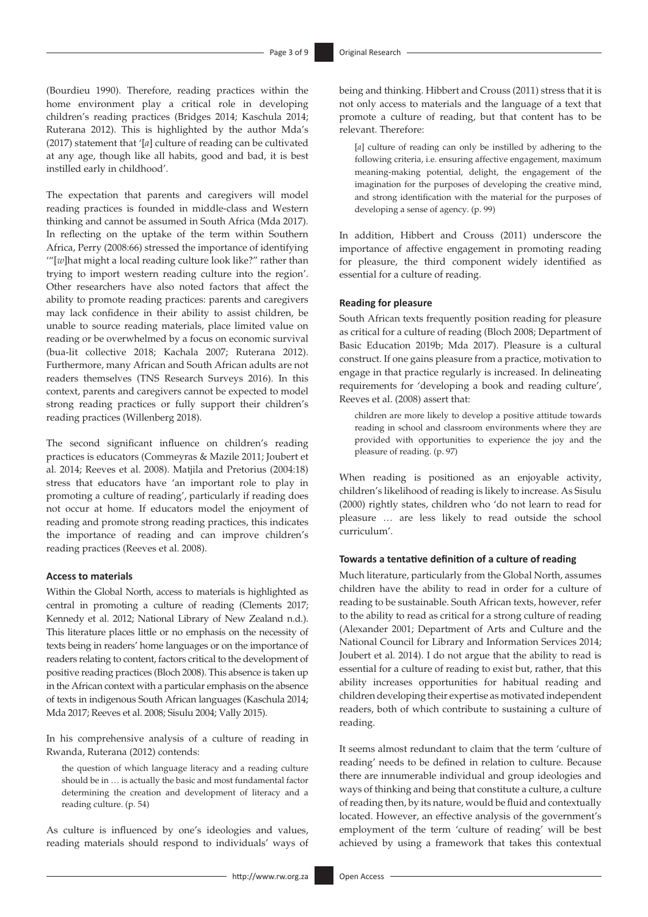(Bourdieu 1990). Therefore, reading practices within the home environment play a critical role in developing children's reading practices (Bridges 2014; Kaschula 2014; Ruterana 2012). This is highlighted by the author Mda's (2017) statement that '[*a*] culture of reading can be cultivated at any age, though like all habits, good and bad, it is best instilled early in childhood'.

The expectation that parents and caregivers will model reading practices is founded in middle-class and Western thinking and cannot be assumed in South Africa (Mda 2017). In reflecting on the uptake of the term within Southern Africa, Perry (2008:66) stressed the importance of identifying '"[*w*]hat might a local reading culture look like?" rather than trying to import western reading culture into the region'. Other researchers have also noted factors that affect the ability to promote reading practices: parents and caregivers may lack confidence in their ability to assist children, be unable to source reading materials, place limited value on reading or be overwhelmed by a focus on economic survival (bua-lit collective 2018; Kachala 2007; Ruterana 2012). Furthermore, many African and South African adults are not readers themselves (TNS Research Surveys 2016). In this context, parents and caregivers cannot be expected to model strong reading practices or fully support their children's reading practices (Willenberg 2018).

The second significant influence on children's reading practices is educators (Commeyras & Mazile 2011; Joubert et al. 2014; Reeves et al. 2008). Matjila and Pretorius (2004:18) stress that educators have 'an important role to play in promoting a culture of reading', particularly if reading does not occur at home. If educators model the enjoyment of reading and promote strong reading practices, this indicates the importance of reading and can improve children's reading practices (Reeves et al. 2008).

#### Access to materials

Within the Global North, access to materials is highlighted as central in promoting a culture of reading (Clements 2017; Kennedy et al. 2012; National Library of New Zealand n.d.). This literature places little or no emphasis on the necessity of texts being in readers' home languages or on the importance of readers relating to content, factors critical to the development of positive reading practices (Bloch 2008). This absence is taken up in the African context with a particular emphasis on the absence of texts in indigenous South African languages (Kaschula 2014; Mda 2017; Reeves et al. 2008; Sisulu 2004; Vally 2015).

In his comprehensive analysis of a culture of reading in Rwanda, Ruterana (2012) contends:

> the question of which language literacy and a reading culture should be in … is actually the basic and most fundamental factor determining the creation and development of literacy and a reading culture. (p. 54)

As culture is influenced by one's ideologies and values, reading materials should respond to individuals' ways of being and thinking. Hibbert and Crouss (2011) stress that it is not only access to materials and the language of a text that promote a culture of reading, but that content has to be relevant. Therefore:

> [*a*] culture of reading can only be instilled by adhering to the following criteria, i.e. ensuring affective engagement, maximum meaning-making potential, delight, the engagement of the imagination for the purposes of developing the creative mind, and strong identification with the material for the purposes of developing a sense of agency. (p. 99)

In addition, Hibbert and Crouss (2011) underscore the importance of affective engagement in promoting reading for pleasure, the third component widely identified as essential for a culture of reading.

#### Reading for pleasure

South African texts frequently position reading for pleasure as critical for a culture of reading (Bloch 2008; Department of Basic Education 2019b; Mda 2017). Pleasure is a cultural construct. If one gains pleasure from a practice, motivation to engage in that practice regularly is increased. In delineating requirements for 'developing a book and reading culture', Reeves et al. (2008) assert that:

> children are more likely to develop a positive attitude towards reading in school and classroom environments where they are provided with opportunities to experience the joy and the pleasure of reading. (p. 97)

When reading is positioned as an enjoyable activity, children's likelihood of reading is likely to increase. As Sisulu (2000) rightly states, children who 'do not learn to read for pleasure … are less likely to read outside the school curriculum'.

#### Towards a tentative definition of a culture of reading

Much literature, particularly from the Global North, assumes children have the ability to read in order for a culture of reading to be sustainable. South African texts, however, refer to the ability to read as critical for a strong culture of reading (Alexander 2001; Department of Arts and Culture and the National Council for Library and Information Services 2014; Joubert et al. 2014). I do not argue that the ability to read is essential for a culture of reading to exist but, rather, that this ability increases opportunities for habitual reading and children developing their expertise as motivated independent readers, both of which contribute to sustaining a culture of reading.

It seems almost redundant to claim that the term 'culture of reading' needs to be defined in relation to culture. Because there are innumerable individual and group ideologies and ways of thinking and being that constitute a culture, a culture of reading then, by its nature, would be fluid and contextually located. However, an effective analysis of the government's employment of the term 'culture of reading' will be best achieved by using a framework that takes this contextual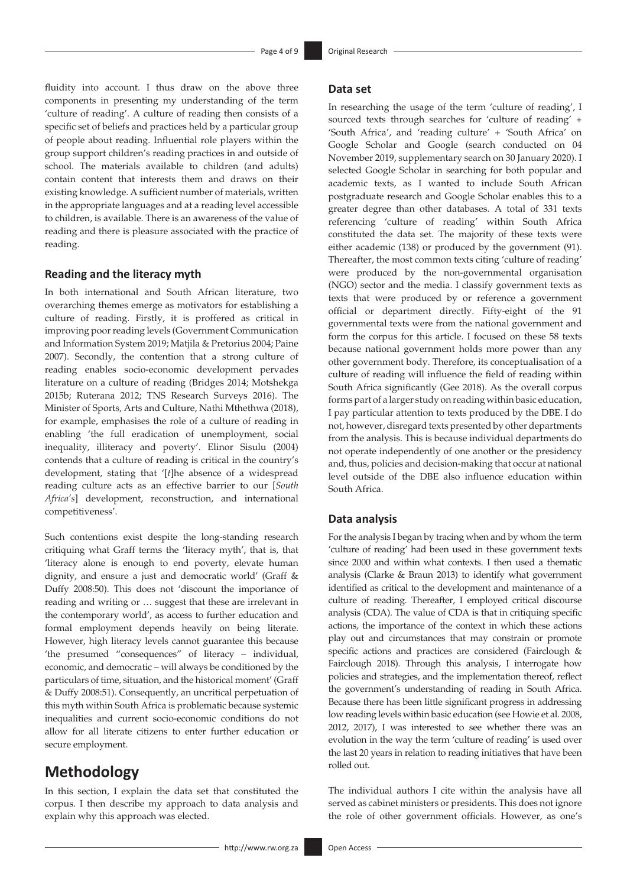fluidity into account. I thus draw on the above three components in presenting my understanding of the term 'culture of reading'. A culture of reading then consists of a specific set of beliefs and practices held by a particular group of people about reading. Influential role players within the group support children's reading practices in and outside of school. The materials available to children (and adults) contain content that interests them and draws on their existing knowledge. A sufficient number of materials, written in the appropriate languages and at a reading level accessible to children, is available. There is an awareness of the value of reading and there is pleasure associated with the practice of reading.

### Reading and the literacy myth

In both international and South African literature, two overarching themes emerge as motivators for establishing a culture of reading. Firstly, it is proffered as critical in improving poor reading levels (Government Communication and Information System 2019; Matjila & Pretorius 2004; Paine 2007). Secondly, the contention that a strong culture of reading enables socio-economic development pervades literature on a culture of reading (Bridges 2014; Motshekga 2015b; Ruterana 2012; TNS Research Surveys 2016). The Minister of Sports, Arts and Culture, Nathi Mthethwa (2018), for example, emphasises the role of a culture of reading in enabling 'the full eradication of unemployment, social inequality, illiteracy and poverty'. Elinor Sisulu (2004) contends that a culture of reading is critical in the country's development, stating that '[*t*]he absence of a widespread reading culture acts as an effective barrier to our [*South Africa's*] development, reconstruction, and international competitiveness'.

Such contentions exist despite the long-standing research critiquing what Graff terms the 'literacy myth', that is, that 'literacy alone is enough to end poverty, elevate human dignity, and ensure a just and democratic world' (Graff & Duffy 2008:50). This does not 'discount the importance of reading and writing or … suggest that these are irrelevant in the contemporary world', as access to further education and formal employment depends heavily on being literate. However, high literacy levels cannot guarantee this because 'the presumed "consequences" of literacy – individual, economic, and democratic – will always be conditioned by the particulars of time, situation, and the historical moment' (Graff & Duffy 2008:51). Consequently, an uncritical perpetuation of this myth within South Africa is problematic because systemic inequalities and current socio-economic conditions do not allow for all literate citizens to enter further education or secure employment.

## Methodology

In this section, I explain the data set that constituted the corpus. I then describe my approach to data analysis and explain why this approach was elected.

### Data set

In researching the usage of the term 'culture of reading', I sourced texts through searches for 'culture of reading' + 'South Africa', and 'reading culture' + 'South Africa' on Google Scholar and Google (search conducted on 04 November 2019, supplementary search on 30 January 2020). I selected Google Scholar in searching for both popular and academic texts, as I wanted to include South African postgraduate research and Google Scholar enables this to a greater degree than other databases. A total of 331 texts referencing 'culture of reading' within South Africa constituted the data set. The majority of these texts were either academic (138) or produced by the government (91). Thereafter, the most common texts citing 'culture of reading' were produced by the non-governmental organisation (NGO) sector and the media. I classify government texts as texts that were produced by or reference a government official or department directly. Fifty-eight of the 91 governmental texts were from the national government and form the corpus for this article. I focused on these 58 texts because national government holds more power than any other government body. Therefore, its conceptualisation of a culture of reading will influence the field of reading within South Africa significantly (Gee 2018). As the overall corpus forms part of a larger study on reading within basic education, I pay particular attention to texts produced by the DBE. I do not, however, disregard texts presented by other departments from the analysis. This is because individual departments do not operate independently of one another or the presidency and, thus, policies and decision-making that occur at national level outside of the DBE also influence education within South Africa.

### Data analysis

For the analysis I began by tracing when and by whom the term 'culture of reading' had been used in these government texts since 2000 and within what contexts. I then used a thematic analysis (Clarke & Braun 2013) to identify what government identified as critical to the development and maintenance of a culture of reading. Thereafter, I employed critical discourse analysis (CDA). The value of CDA is that in critiquing specific actions, the importance of the context in which these actions play out and circumstances that may constrain or promote specific actions and practices are considered (Fairclough & Fairclough 2018). Through this analysis, I interrogate how policies and strategies, and the implementation thereof, reflect the government's understanding of reading in South Africa. Because there has been little significant progress in addressing low reading levels within basic education (see Howie et al. 2008, 2012, 2017), I was interested to see whether there was an evolution in the way the term 'culture of reading' is used over the last 20 years in relation to reading initiatives that have been rolled out.

The individual authors I cite within the analysis have all served as cabinet ministers or presidents. This does not ignore the role of other government officials. However, as one's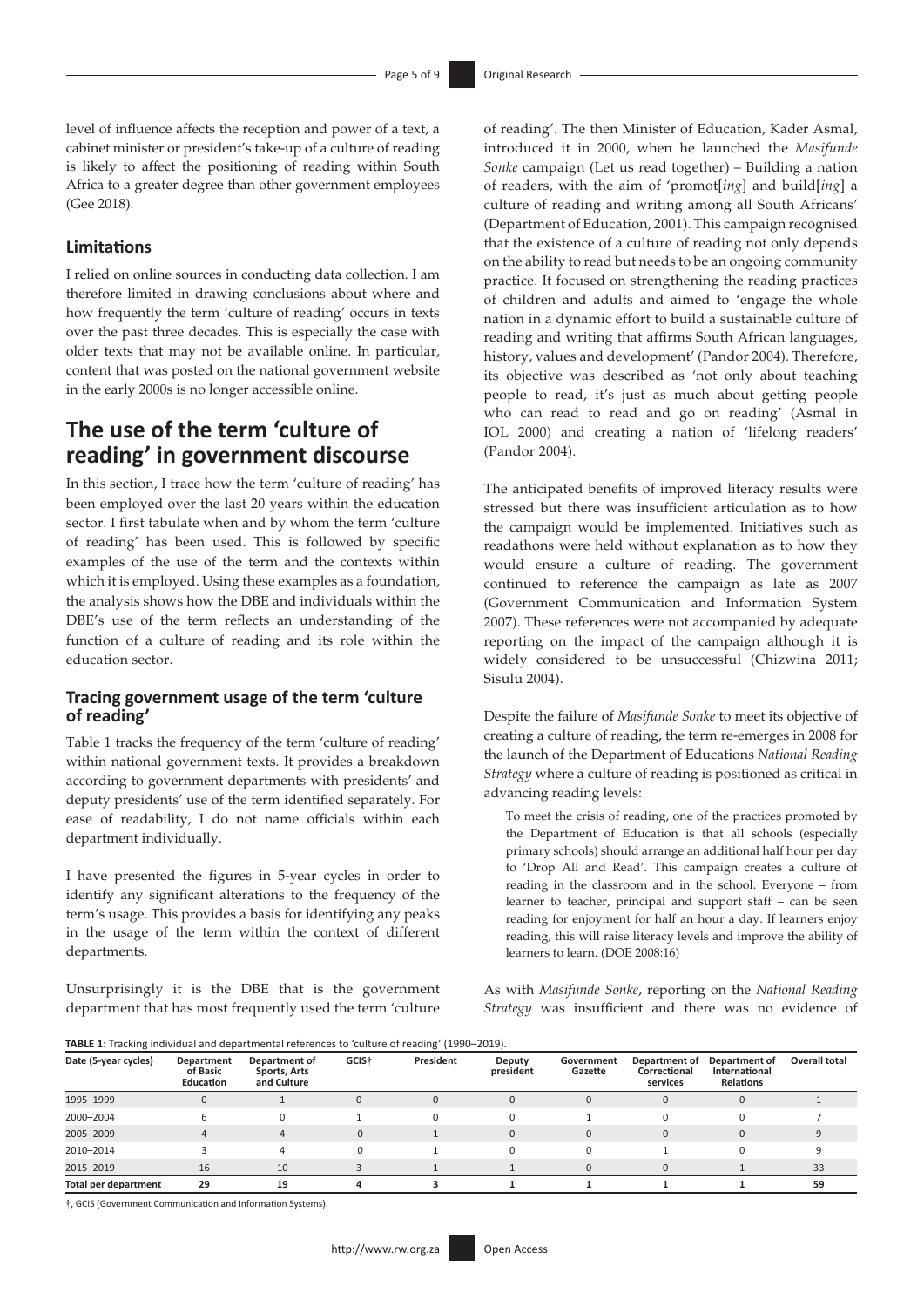level of influence affects the reception and power of a text, a cabinet minister or president's take-up of a culture of reading is likely to affect the positioning of reading within South Africa to a greater degree than other government employees (Gee 2018).

### Limitations

I relied on online sources in conducting data collection. I am therefore limited in drawing conclusions about where and how frequently the term 'culture of reading' occurs in texts over the past three decades. This is especially the case with older texts that may not be available online. In particular, content that was posted on the national government website in the early 2000s is no longer accessible online.

## The use of the term 'culture of reading' in government discourse

In this section, I trace how the term 'culture of reading' has been employed over the last 20 years within the education sector. I first tabulate when and by whom the term 'culture of reading' has been used. This is followed by specific examples of the use of the term and the contexts within which it is employed. Using these examples as a foundation, the analysis shows how the DBE and individuals within the DBE's use of the term reflects an understanding of the function of a culture of reading and its role within the education sector.

### Tracing government usage of the term 'culture of reading'

Table 1 tracks the frequency of the term 'culture of reading' within national government texts. It provides a breakdown according to government departments with presidents' and deputy presidents' use of the term identified separately. For ease of readability, I do not name officials within each department individually.

I have presented the figures in 5-year cycles in order to identify any significant alterations to the frequency of the term's usage. This provides a basis for identifying any peaks in the usage of the term within the context of different departments.

Unsurprisingly it is the DBE that is the government department that has most frequently used the term 'culture of reading'. The then Minister of Education, Kader Asmal, introduced it in 2000, when he launched the *Masifunde Sonke* campaign (Let us read together) – Building a nation of readers, with the aim of 'promot[*ing*] and build[*ing*] a culture of reading and writing among all South Africans' (Department of Education, 2001). This campaign recognised that the existence of a culture of reading not only depends on the ability to read but needs to be an ongoing community practice. It focused on strengthening the reading practices of children and adults and aimed to 'engage the whole nation in a dynamic effort to build a sustainable culture of reading and writing that affirms South African languages, history, values and development' (Pandor 2004). Therefore, its objective was described as 'not only about teaching people to read, it's just as much about getting people who can read to read and go on reading' (Asmal in IOL 2000) and creating a nation of 'lifelong readers' (Pandor 2004).

The anticipated benefits of improved literacy results were stressed but there was insufficient articulation as to how the campaign would be implemented. Initiatives such as readathons were held without explanation as to how they would ensure a culture of reading. The government continued to reference the campaign as late as 2007 (Government Communication and Information System 2007). These references were not accompanied by adequate reporting on the impact of the campaign although it is widely considered to be unsuccessful (Chizwina 2011; Sisulu 2004).

Despite the failure of *Masifunde Sonke* to meet its objective of creating a culture of reading, the term re-emerges in 2008 for the launch of the Department of Educations *National Reading Strategy* where a culture of reading is positioned as critical in advancing reading levels:

> To meet the crisis of reading, one of the practices promoted by the Department of Education is that all schools (especially primary schools) should arrange an additional half hour per day to 'Drop All and Read'. This campaign creates a culture of reading in the classroom and in the school. Everyone – from learner to teacher, principal and support staff – can be seen reading for enjoyment for half an hour a day. If learners enjoy reading, this will raise literacy levels and improve the ability of learners to learn. (DOE 2008:16)

As with *Masifunde Sonke*, reporting on the *National Reading Strategy* was insufficient and there was no evidence of

**TABLE 1:** Tracking individual and departmental references to 'culture of reading' (1990–2019).

| Date (5-year cycles) | Department of Basic Education | Department of Sports, Arts and Culture | GCIS† | President | Deputy president | Government Gazette | Department of Correctional services | Department of International Relations | Overall total |
|---|---|---|---|---|---|---|---|---|---|
| 1995–1999 | 0 | 1 | 0 | 0 | 0 | 0 | 0 | 0 | 1 |
| 2000–2004 | 6 | 0 | 1 | 0 | 0 | 1 | 0 | 0 | 7 |
| 2005–2009 | 4 | 4 | 0 | 1 | 0 | 0 | 0 | 0 | 9 |
| 2010–2014 | 3 | 4 | 0 | 1 | 0 | 0 | 1 | 0 | 9 |
| 2015–2019 | 16 | 10 | 3 | 1 | 1 | 0 | 0 | 1 | 33 |
| **Total per department** | **29** | **19** | **4** | **3** | **1** | **1** | **1** | **1** | **59** |

†, GCIS (Government Communication and Information Systems).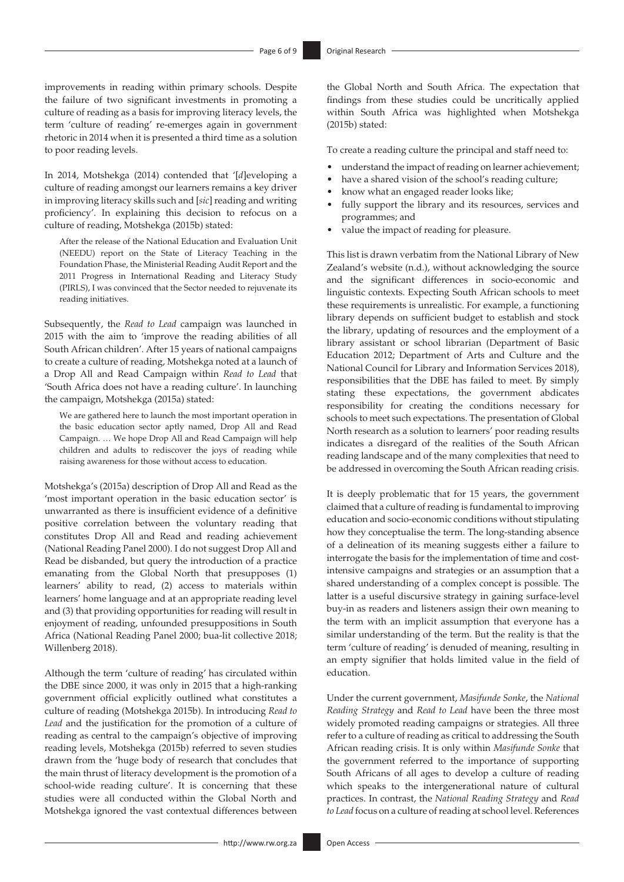improvements in reading within primary schools. Despite the failure of two significant investments in promoting a culture of reading as a basis for improving literacy levels, the term 'culture of reading' re-emerges again in government rhetoric in 2014 when it is presented a third time as a solution to poor reading levels.

In 2014, Motshekga (2014) contended that '[*d*]eveloping a culture of reading amongst our learners remains a key driver in improving literacy skills such and [*sic*] reading and writing proficiency'. In explaining this decision to refocus on a culture of reading, Motshekga (2015b) stated:

> After the release of the National Education and Evaluation Unit (NEEDU) report on the State of Literacy Teaching in the Foundation Phase, the Ministerial Reading Audit Report and the 2011 Progress in International Reading and Literacy Study (PIRLS), I was convinced that the Sector needed to rejuvenate its reading initiatives.

Subsequently, the *Read to Lead* campaign was launched in 2015 with the aim to 'improve the reading abilities of all South African children'. After 15 years of national campaigns to create a culture of reading, Motshekga noted at a launch of a Drop All and Read Campaign within *Read to Lead* that 'South Africa does not have a reading culture'. In launching the campaign, Motshekga (2015a) stated:

> We are gathered here to launch the most important operation in the basic education sector aptly named, Drop All and Read Campaign. … We hope Drop All and Read Campaign will help children and adults to rediscover the joys of reading while raising awareness for those without access to education.

Motshekga's (2015a) description of Drop All and Read as the 'most important operation in the basic education sector' is unwarranted as there is insufficient evidence of a definitive positive correlation between the voluntary reading that constitutes Drop All and Read and reading achievement (National Reading Panel 2000). I do not suggest Drop All and Read be disbanded, but query the introduction of a practice emanating from the Global North that presupposes (1) learners' ability to read, (2) access to materials within learners' home language and at an appropriate reading level and (3) that providing opportunities for reading will result in enjoyment of reading, unfounded presuppositions in South Africa (National Reading Panel 2000; bua-lit collective 2018; Willenberg 2018).

Although the term 'culture of reading' has circulated within the DBE since 2000, it was only in 2015 that a high-ranking government official explicitly outlined what constitutes a culture of reading (Motshekga 2015b). In introducing *Read to Lead* and the justification for the promotion of a culture of reading as central to the campaign's objective of improving reading levels, Motshekga (2015b) referred to seven studies drawn from the 'huge body of research that concludes that the main thrust of literacy development is the promotion of a school-wide reading culture'. It is concerning that these studies were all conducted within the Global North and Motshekga ignored the vast contextual differences between the Global North and South Africa. The expectation that findings from these studies could be uncritically applied within South Africa was highlighted when Motshekga (2015b) stated:

To create a reading culture the principal and staff need to:

- understand the impact of reading on learner achievement;
- have a shared vision of the school's reading culture;
- know what an engaged reader looks like;
- fully support the library and its resources, services and programmes; and
- value the impact of reading for pleasure.

This list is drawn verbatim from the National Library of New Zealand's website (n.d.), without acknowledging the source and the significant differences in socio-economic and linguistic contexts. Expecting South African schools to meet these requirements is unrealistic. For example, a functioning library depends on sufficient budget to establish and stock the library, updating of resources and the employment of a library assistant or school librarian (Department of Basic Education 2012; Department of Arts and Culture and the National Council for Library and Information Services 2018), responsibilities that the DBE has failed to meet. By simply stating these expectations, the government abdicates responsibility for creating the conditions necessary for schools to meet such expectations. The presentation of Global North research as a solution to learners' poor reading results indicates a disregard of the realities of the South African reading landscape and of the many complexities that need to be addressed in overcoming the South African reading crisis.

It is deeply problematic that for 15 years, the government claimed that a culture of reading is fundamental to improving education and socio-economic conditions without stipulating how they conceptualise the term. The long-standing absence of a delineation of its meaning suggests either a failure to interrogate the basis for the implementation of time and cost-intensive campaigns and strategies or an assumption that a shared understanding of a complex concept is possible. The latter is a useful discursive strategy in gaining surface-level buy-in as readers and listeners assign their own meaning to the term with an implicit assumption that everyone has a similar understanding of the term. But the reality is that the term 'culture of reading' is denuded of meaning, resulting in an empty signifier that holds limited value in the field of education.

Under the current government, *Masifunde Sonke*, the *National Reading Strategy* and *Read to Lead* have been the three most widely promoted reading campaigns or strategies. All three refer to a culture of reading as critical to addressing the South African reading crisis. It is only within *Masifunde Sonke* that the government referred to the importance of supporting South Africans of all ages to develop a culture of reading which speaks to the intergenerational nature of cultural practices. In contrast, the *National Reading Strategy* and *Read to Lead* focus on a culture of reading at school level. References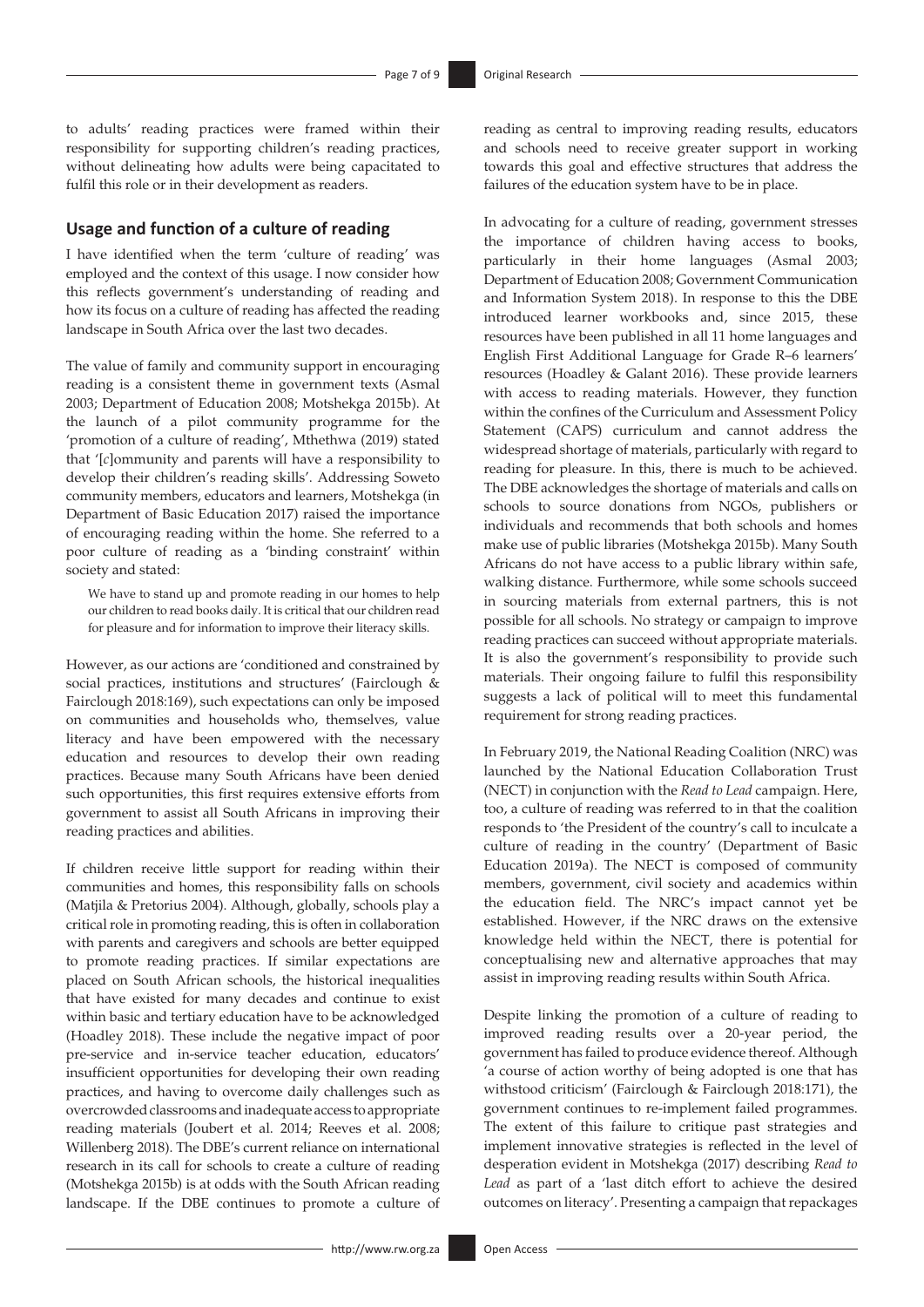to adults' reading practices were framed within their responsibility for supporting children's reading practices, without delineating how adults were being capacitated to fulfil this role or in their development as readers.

## Usage and function of a culture of reading

I have identified when the term 'culture of reading' was employed and the context of this usage. I now consider how this reflects government's understanding of reading and how its focus on a culture of reading has affected the reading landscape in South Africa over the last two decades.

The value of family and community support in encouraging reading is a consistent theme in government texts (Asmal 2003; Department of Education 2008; Motshekga 2015b). At the launch of a pilot community programme for the 'promotion of a culture of reading', Mthethwa (2019) stated that '[*c*]ommunity and parents will have a responsibility to develop their children's reading skills'. Addressing Soweto community members, educators and learners, Motshekga (in Department of Basic Education 2017) raised the importance of encouraging reading within the home. She referred to a poor culture of reading as a 'binding constraint' within society and stated:

> We have to stand up and promote reading in our homes to help our children to read books daily. It is critical that our children read for pleasure and for information to improve their literacy skills.

However, as our actions are 'conditioned and constrained by social practices, institutions and structures' (Fairclough & Fairclough 2018:169), such expectations can only be imposed on communities and households who, themselves, value literacy and have been empowered with the necessary education and resources to develop their own reading practices. Because many South Africans have been denied such opportunities, this first requires extensive efforts from government to assist all South Africans in improving their reading practices and abilities.

If children receive little support for reading within their communities and homes, this responsibility falls on schools (Maţjila & Pretorius 2004). Although, globally, schools play a critical role in promoting reading, this is often in collaboration with parents and caregivers and schools are better equipped to promote reading practices. If similar expectations are placed on South African schools, the historical inequalities that have existed for many decades and continue to exist within basic and tertiary education have to be acknowledged (Hoadley 2018). These include the negative impact of poor pre-service and in-service teacher education, educators' insufficient opportunities for developing their own reading practices, and having to overcome daily challenges such as overcrowded classrooms and inadequate access to appropriate reading materials (Joubert et al. 2014; Reeves et al. 2008; Willenberg 2018). The DBE's current reliance on international research in its call for schools to create a culture of reading (Motshekga 2015b) is at odds with the South African reading landscape. If the DBE continues to promote a culture of reading as central to improving reading results, educators and schools need to receive greater support in working towards this goal and effective structures that address the failures of the education system have to be in place.

In advocating for a culture of reading, government stresses the importance of children having access to books, particularly in their home languages (Asmal 2003; Department of Education 2008; Government Communication and Information System 2018). In response to this the DBE introduced learner workbooks and, since 2015, these resources have been published in all 11 home languages and English First Additional Language for Grade R–6 learners' resources (Hoadley & Galant 2016). These provide learners with access to reading materials. However, they function within the confines of the Curriculum and Assessment Policy Statement (CAPS) curriculum and cannot address the widespread shortage of materials, particularly with regard to reading for pleasure. In this, there is much to be achieved. The DBE acknowledges the shortage of materials and calls on schools to source donations from NGOs, publishers or individuals and recommends that both schools and homes make use of public libraries (Motshekga 2015b). Many South Africans do not have access to a public library within safe, walking distance. Furthermore, while some schools succeed in sourcing materials from external partners, this is not possible for all schools. No strategy or campaign to improve reading practices can succeed without appropriate materials. It is also the government's responsibility to provide such materials. Their ongoing failure to fulfil this responsibility suggests a lack of political will to meet this fundamental requirement for strong reading practices.

In February 2019, the National Reading Coalition (NRC) was launched by the National Education Collaboration Trust (NECT) in conjunction with the *Read to Lead* campaign. Here, too, a culture of reading was referred to in that the coalition responds to 'the President of the country's call to inculcate a culture of reading in the country' (Department of Basic Education 2019a). The NECT is composed of community members, government, civil society and academics within the education field. The NRC's impact cannot yet be established. However, if the NRC draws on the extensive knowledge held within the NECT, there is potential for conceptualising new and alternative approaches that may assist in improving reading results within South Africa.

Despite linking the promotion of a culture of reading to improved reading results over a 20-year period, the government has failed to produce evidence thereof. Although 'a course of action worthy of being adopted is one that has withstood criticism' (Fairclough & Fairclough 2018:171), the government continues to re-implement failed programmes. The extent of this failure to critique past strategies and implement innovative strategies is reflected in the level of desperation evident in Motshekga (2017) describing *Read to Lead* as part of a 'last ditch effort to achieve the desired outcomes on literacy'. Presenting a campaign that repackages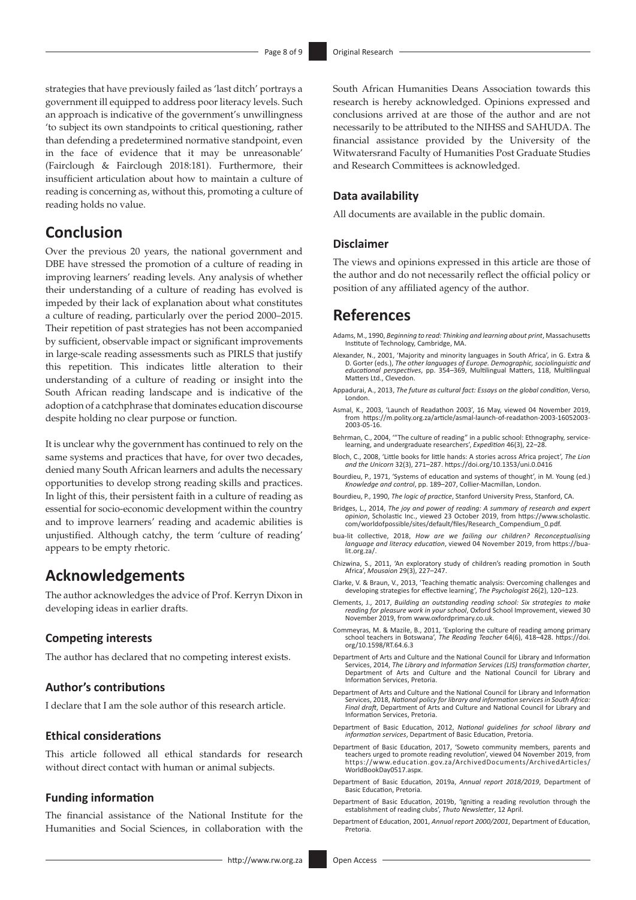strategies that have previously failed as 'last ditch' portrays a government ill equipped to address poor literacy levels. Such an approach is indicative of the government's unwillingness 'to subject its own standpoints to critical questioning, rather than defending a predetermined normative standpoint, even in the face of evidence that it may be unreasonable' (Fairclough & Fairclough 2018:181). Furthermore, their insufficient articulation about how to maintain a culture of reading is concerning as, without this, promoting a culture of reading holds no value.

## Conclusion

Over the previous 20 years, the national government and DBE have stressed the promotion of a culture of reading in improving learners' reading levels. Any analysis of whether their understanding of a culture of reading has evolved is impeded by their lack of explanation about what constitutes a culture of reading, particularly over the period 2000–2015. Their repetition of past strategies has not been accompanied by sufficient, observable impact or significant improvements in large-scale reading assessments such as PIRLS that justify this repetition. This indicates little alteration to their understanding of a culture of reading or insight into the South African reading landscape and is indicative of the adoption of a catchphrase that dominates education discourse despite holding no clear purpose or function.

It is unclear why the government has continued to rely on the same systems and practices that have, for over two decades, denied many South African learners and adults the necessary opportunities to develop strong reading skills and practices. In light of this, their persistent faith in a culture of reading as essential for socio-economic development within the country and to improve learners' reading and academic abilities is unjustified. Although catchy, the term 'culture of reading' appears to be empty rhetoric.

## Acknowledgements

The author acknowledges the advice of Prof. Kerryn Dixon in developing ideas in earlier drafts.

### Competing interests

The author has declared that no competing interest exists.

### Author's contributions

I declare that I am the sole author of this research article.

### Ethical considerations

This article followed all ethical standards for research without direct contact with human or animal subjects.

### Funding information

The financial assistance of the National Institute for the Humanities and Social Sciences, in collaboration with the South African Humanities Deans Association towards this research is hereby acknowledged. Opinions expressed and conclusions arrived at are those of the author and are not necessarily to be attributed to the NIHSS and SAHUDA. The financial assistance provided by the University of the Witwatersrand Faculty of Humanities Post Graduate Studies and Research Committees is acknowledged.

### Data availability

All documents are available in the public domain.

### Disclaimer

The views and opinions expressed in this article are those of the author and do not necessarily reflect the official policy or position of any affiliated agency of the author.

## References

Adams, M., 1990, *Beginning to read: Thinking and learning about print*, Massachusetts Institute of Technology, Cambridge, MA.

Alexander, N., 2001, 'Majority and minority languages in South Africa', in G. Extra & D. Gorter (eds.), *The other languages of Europe. Demographic, sociolinguistic and educational perspectives*, pp. 354–369, Multilingual Matters, 118, Multilingual Matters Ltd., Clevedon.

Appadurai, A., 2013, *The future as cultural fact: Essays on the global condition*, Verso, London.

Asmal, K., 2003, 'Launch of Readathon 2003', 16 May, viewed 04 November 2019, from https://m.polity.org.za/article/asmal-launch-of-readathon-2003-16052003-2003-05-16.

Behrman, C., 2004, '"The culture of reading" in a public school: Ethnography, service-learning, and undergraduate researchers', *Expedition* 46(3), 22–28.

Bloch, C., 2008, 'Little books for little hands: A stories across Africa project', *The Lion and the Unicorn* 32(3), 271–287. https://doi.org/10.1353/uni.0.0416

Bourdieu, P., 1971, 'Systems of education and systems of thought', in M. Young (ed.) *Knowledge and control*, pp. 189–207, Collier-Macmillan, London.

Bourdieu, P., 1990, *The logic of practice*, Stanford University Press, Stanford, CA.

Bridges, L., 2014, *The joy and power of reading: A summary of research and expert opinion*, Scholastic Inc., viewed 23 October 2019, from https://www.scholastic.com/worldofpossible/sites/default/files/Research_Compendium_0.pdf.

bua-lit collective, 2018, *How are we failing our children? Reconceptualising language and literacy education*, viewed 04 November 2019, from https://bua-lit.org.za/.

Chizwina, S., 2011, 'An exploratory study of children's reading promotion in South Africa', *Mousaion* 29(3), 227–247.

Clarke, V. & Braun, V., 2013, 'Teaching thematic analysis: Overcoming challenges and developing strategies for effective learning', *The Psychologist* 26(2), 120–123.

Clements, J., 2017, *Building an outstanding reading school: Six strategies to make reading for pleasure work in your school*, Oxford School Improvement, viewed 30 November 2019, from www.oxfordprimary.co.uk.

Commeyras, M. & Mazile, B., 2011, 'Exploring the culture of reading among primary school teachers in Botswana', *The Reading Teacher* 64(6), 418–428. https://doi.org/10.1598/RT.64.6.3

Department of Arts and Culture and the National Council for Library and Information Services, 2014, *The Library and Information Services (LIS) transformation charter*, Department of Arts and Culture and the National Council for Library and Information Services, Pretoria.

Department of Arts and Culture and the National Council for Library and Information Services, 2018, *National policy for library and information services in South Africa: Final draft*, Department of Arts and Culture and National Council for Library and Information Services, Pretoria.

Department of Basic Education, 2012, *National guidelines for school library and information services*, Department of Basic Education, Pretoria.

Department of Basic Education, 2017, 'Soweto community members, parents and teachers urged to promote reading revolution', viewed 04 November 2019, from https://www.education.gov.za/ArchivedDocuments/ArchivedArticles/WorldBookDay0517.aspx.

Department of Basic Education, 2019a, *Annual report 2018/2019*, Department of Basic Education, Pretoria.

Department of Basic Education, 2019b, 'Igniting a reading revolution through the establishment of reading clubs', *Thuto Newsletter*, 12 April.

Department of Education, 2001, *Annual report 2000/2001*, Department of Education, Pretoria.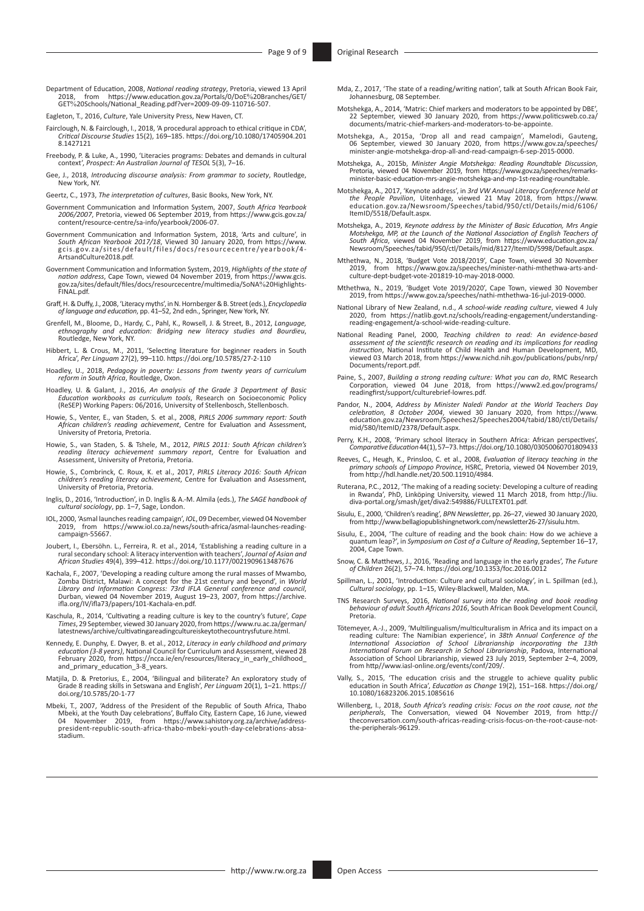Department of Education, 2008, *National reading strategy*, Pretoria, viewed 13 April 2018, from https://www.education.gov.za/Portals/0/DoE%20Branches/GET/GET%20Schools/National_Reading.pdf?ver=2009-09-09-110716-507.

Eagleton, T., 2016, *Culture*, Yale University Press, New Haven, CT.

Fairclough, N. & Fairclough, I., 2018, 'A procedural approach to ethical critique in CDA', *Critical Discourse Studies* 15(2), 169–185. https://doi.org/10.1080/17405904.2018.1427121

Freebody, P. & Luke, A., 1990, 'Literacies programs: Debates and demands in cultural context', *Prospect: An Australian Journal of TESOL* 5(3), 7–16.

Gee, J., 2018, *Introducing discourse analysis: From grammar to society*, Routledge, New York, NY.

Geertz, C., 1973, *The interpretation of cultures*, Basic Books, New York, NY.

Government Communication and Information System, 2007, *South Africa Yearbook 2006/2007*, Pretoria, viewed 06 September 2019, from https://www.gcis.gov.za/content/resource-centre/sa-info/yearbook/2006-07.

Government Communication and Information System, 2018, 'Arts and culture', in *South African Yearbook 2017/18*, Viewed 30 January 2020, from https://www.gcis.gov.za/sites/default/files/docs/resourcecentre/yearbook/4-ArtsandCulture2018.pdf.

Government Communication and Information System, 2019, *Highlights of the state of nation address*, Cape Town, viewed 04 November 2019, from https://www.gcis.gov.za/sites/default/files/docs/resourcecentre/multimedia/SoNA%20Highlights-FINAL.pdf.

Graff, H. & Duffy, J., 2008, 'Literacy myths', in N. Hornberger & B. Street (eds.), *Encyclopedia of language and education*, pp. 41–52, 2nd edn., Springer, New York, NY.

Grenfell, M., Bloome, D., Hardy, C., Pahl, K., Rowsell, J. & Street, B., 2012, *Language, ethnography and education: Bridging new literacy studies and Bourdieu*, Routledge, New York, NY.

Hibbert, L. & Crous, M., 2011, 'Selecting literature for beginner readers in South Africa', *Per Linguam* 27(2), 99–110. https://doi.org/10.5785/27-2-110

Hoadley, U., 2018, *Pedagogy in poverty: Lessons from twenty years of curriculum reform in South Africa*, Routledge, Oxon.

Hoadley, U. & Galant, J., 2016, *An analysis of the Grade 3 Department of Basic Education workbooks as curriculum tools*, Research on Socioeconomic Policy (ReSEP) Working Papers: 06/2016, University of Stellenbosch, Stellenbosch.

Howie, S., Venter, E., van Staden, S. et al., 2008, *PIRLS 2006 summary report: South African children's reading achievement*, Centre for Evaluation and Assessment, University of Pretoria, Pretoria.

Howie, S., van Staden, S. & Tshele, M., 2012, *PIRLS 2011: South African children's reading literacy achievement summary report*, Centre for Evaluation and Assessment, University of Pretoria, Pretoria.

Howie, S., Combrinck, C. Roux, K. et al., 2017, *PIRLS Literacy 2016: South African children's reading literacy achievement*, Centre for Evaluation and Assessment, University of Pretoria, Pretoria.

Inglis, D., 2016, 'Introduction', in D. Inglis & A.-M. Almila (eds.), *The SAGE handbook of cultural sociology*, pp. 1–7, Sage, London.

IOL, 2000, 'Asmal launches reading campaign', *IOL*, 09 December, viewed 04 November 2019, from https://www.iol.co.za/news/south-africa/asmal-launches-reading-campaign-55667.

Joubert, I., Ebersöhn. L., Ferreira, R. et al., 2014, 'Establishing a reading culture in a rural secondary school: A literacy intervention with teachers', *Journal of Asian and African Studies* 49(4), 399–412. https://doi.org/10.1177/0021909613487676

Kachala, F., 2007, 'Developing a reading culture among the rural masses of Mwambo, Zomba District, Malawi: A concept for the 21st century and beyond', in *World Library and Information Congress: 73rd IFLA General conference and council*, Durban, viewed 04 November 2019, August 19–23, 2007, from https://archive.ifla.org/IV/ifla73/papers/101-Kachala-en.pdf.

Kaschula, R., 2014, 'Cultivating a reading culture is key to the country's future', *Cape Times*, 29 September, viewed 30 January 2020, from https://www.ru.ac.za/german/latestnews/archive/cultivatingareadingcultureiskeytothecountrysfuture.html.

Kennedy, E. Dunphy, E. Dwyer, B. et al., 2012, *Literacy in early childhood and primary education (3-8 years)*, National Council for Curriculum and Assessment, viewed 28 February 2020, from https://ncca.ie/en/resources/literacy_in_early_childhood_and_primary_education_3-8_years.

Matjila, D. & Pretorius, E., 2004, 'Bilingual and biliterate? An exploratory study of Grade 8 reading skills in Setswana and English', *Per Linguam* 20(1), 1–21. https://doi.org/10.5785/20-1-77

Mbeki, T., 2007, 'Address of the President of the Republic of South Africa, Thabo Mbeki, at the Youth Day celebrations', Buffalo City, Eastern Cape, 16 June, viewed 04 November 2019, from https://www.sahistory.org.za/archive/address-president-republic-south-africa-thabo-mbeki-youth-day-celebrations-absa-stadium.

Mda, Z., 2017, 'The state of a reading/writing nation', talk at South African Book Fair, Johannesburg, 08 September.

Motshekga, A., 2014, 'Matric: Chief markers and moderators to be appointed by DBE', 22 September, viewed 30 January 2020, from https://www.politicsweb.co.za/documents/matric-chief-markers-and-moderators-to-be-appointe.

Motshekga, A., 2015a, 'Drop all and read campaign', Mamelodi, Gauteng, 06 September, viewed 30 January 2020, from https://www.gov.za/speeches/minister-angie-motshekga-drop-all-and-read-campaign-6-sep-2015-0000.

Motshekga, A., 2015b, *Minister Angie Motshekga: Reading Roundtable Discussion*, Pretoria, viewed 04 November 2019, from https://www.gov.za/speeches/remarks-minister-basic-education-mrs-angie-motshekga-and-mp-1st-reading-roundtable.

Motshekga, A., 2017, 'Keynote address', in *3rd VW Annual Literacy Conference held at the People Pavilion*, Uitenhage, viewed 21 May 2018, from https://www.education.gov.za/Newsroom/Speeches/tabid/950/ctl/Details/mid/6106/ItemID/5518/Default.aspx.

Motshekga, A., 2019, *Keynote address by the Minister of Basic Education, Mrs Angie Motshekga, MP, at the Launch of the National Association of English Teachers of South Africa*, viewed 04 November 2019, from https://www.education.gov.za/Newsroom/Speeches/tabid/950/ctl/Details/mid/8127/ItemID/5998/Default.aspx.

Mthethwa, N., 2018, 'Budget Vote 2018/2019', Cape Town, viewed 30 November 2019, from https://www.gov.za/speeches/minister-nathi-mthethwa-arts-and-culture-dept-budget-vote-201819-10-may-2018-0000.

Mthethwa, N., 2019, 'Budget Vote 2019/2020', Cape Town, viewed 30 November 2019, from https://www.gov.za/speeches/nathi-mthethwa-16-jul-2019-0000.

National Library of New Zealand, n.d., *A school-wide reading culture*, viewed 4 July 2020, from https://natlib.govt.nz/schools/reading-engagement/understanding-reading-engagement/a-school-wide-reading-culture.

National Reading Panel, 2000, *Teaching children to read: An evidence-based assessment of the scientific research on reading and its implications for reading instruction*, National Institute of Child Health and Human Development, MD, viewed 03 March 2018, from https://www.nichd.nih.gov/publications/pubs/nrp/Documents/report.pdf.

Paine, S., 2007, *Building a strong reading culture: What you can do*, RMC Research Corporation, viewed 04 June 2018, from https://www2.ed.gov/programs/readingfirst/support/culturebrief-lowres.pdf.

Pandor, N., 2004, *Address by Minister Naledi Pandor at the World Teachers Day celebration, 8 October 2004*, viewed 30 January 2020, from https://www.education.gov.za/Newsroom/Speeches2/Speeches2004/tabid/180/ctl/Details/mid/580/ItemID/2378/Default.aspx.

Perry, K.H., 2008, 'Primary school literacy in Southern Africa: African perspectives', *Comparative Education* 44(1), 57–73. https://doi.org/10.1080/03050060701809433

Reeves, C., Heugh, K., Prinsloo, C. et al., 2008, *Evaluation of literacy teaching in the primary schools of Limpopo Province*, HSRC, Pretoria, viewed 04 November 2019, from http://hdl.handle.net/20.500.11910/4984.

Ruterana, P.C., 2012, 'The making of a reading society: Developing a culture of reading in Rwanda', PhD, Linköping University, viewed 11 March 2018, from http://liu.diva-portal.org/smash/get/diva2:549886/FULLTEXT01.pdf.

Sisulu, E., 2000, 'Children's reading', *BPN Newsletter*, pp. 26–27, viewed 30 January 2020, from http://www.bellagiopublishingnetwork.com/newsletter26-27/sisulu.htm.

Sisulu, E., 2004, 'The culture of reading and the book chain: How do we achieve a quantum leap?', in *Symposium on Cost of a Culture of Reading*, September 16–17, 2004, Cape Town.

Snow, C. & Matthews, J., 2016, 'Reading and language in the early grades', *The Future of Children* 26(2), 57–74. https://doi.org/10.1353/foc.2016.0012

Spillman, L., 2001, 'Introduction: Culture and cultural sociology', in L. Spillman (ed.), *Cultural sociology*, pp. 1–15, Wiley-Blackwell, Malden, MA.

TNS Research Surveys, 2016, *National survey into the reading and book reading behaviour of adult South Africans 2016*, South African Book Development Council, Pretoria.

Tötemeyer, A.-J., 2009, 'Multilingualism/multiculturalism in Africa and its impact on a reading culture: The Namibian experience', in *38th Annual Conference of the International Association of School Librarianship incorporating the 13th International Forum on Research in School Librarianship*, Padova, International Association of School Librarianship, viewed 23 July 2019, September 2–4, 2009, from http//www.iasl-online.org/events/conf/209/.

Vally, S., 2015, 'The education crisis and the struggle to achieve quality public education in South Africa', *Education as Change* 19(2), 151–168. https://doi.org/10.1080/16823206.2015.1085616

Willenberg, I., 2018, *South Africa's reading crisis: Focus on the root cause, not the peripherals*, The Conversation, viewed 04 November 2019, from http://theconversation.com/south-africas-reading-crisis-focus-on-the-root-cause-not-the-peripherals-96129.